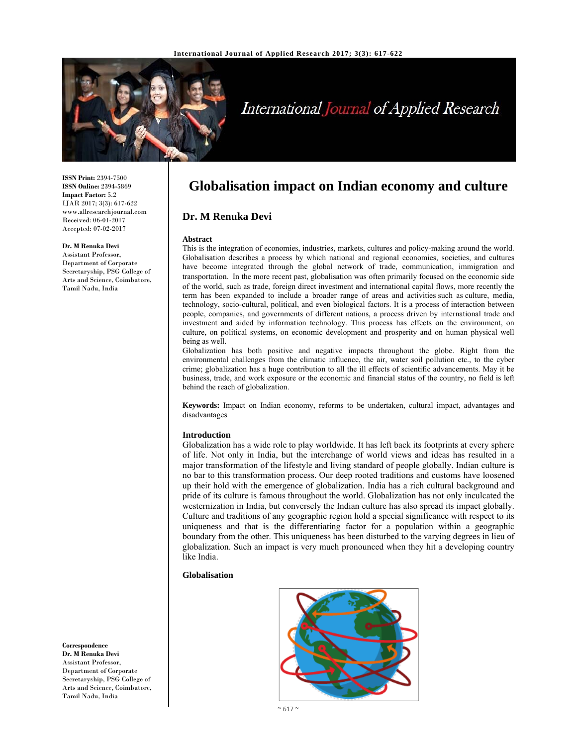# Globalisation impact on Indian economy and culture

## Dr. M Renuka Devi

**ISSN Print:** 2394-7500
**ISSN Online:** 2394-5869
**Impact Factor:** 5.2
IJAR 2017; 3(3): 617-622
www.allresearchjournal.com
Received: 06-01-2017
Accepted: 07-02-2017

**Dr. M Renuka Devi**
Assistant Professor, Department of Corporate Secretaryship, PSG College of Arts and Science, Coimbatore, Tamil Nadu, India

**Correspondence**
**Dr. M Renuka Devi**
Assistant Professor, Department of Corporate Secretaryship, PSG College of Arts and Science, Coimbatore, Tamil Nadu, India

### Abstract

This is the integration of economies, industries, markets, cultures and policy-making around the world. Globalisation describes a process by which national and regional economies, societies, and cultures have become integrated through the global network of trade, communication, immigration and transportation. In the more recent past, globalisation was often primarily focused on the economic side of the world, such as trade, foreign direct investment and international capital flows, more recently the term has been expanded to include a broader range of areas and activities such as culture, media, technology, socio-cultural, political, and even biological factors. It is a process of interaction between people, companies, and governments of different nations, a process driven by international trade and investment and aided by information technology. This process has effects on the environment, on culture, on political systems, on economic development and prosperity and on human physical well being as well.

Globalization has both positive and negative impacts throughout the globe. Right from the environmental challenges from the climatic influence, the air, water soil pollution etc., to the cyber crime; globalization has a huge contribution to all the ill effects of scientific advancements. May it be business, trade, and work exposure or the economic and financial status of the country, no field is left behind the reach of globalization.

**Keywords:** Impact on Indian economy, reforms to be undertaken, cultural impact, advantages and disadvantages

### Introduction

Globalization has a wide role to play worldwide. It has left back its footprints at every sphere of life. Not only in India, but the interchange of world views and ideas has resulted in a major transformation of the lifestyle and living standard of people globally. Indian culture is no bar to this transformation process. Our deep rooted traditions and customs have loosened up their hold with the emergence of globalization. India has a rich cultural background and pride of its culture is famous throughout the world. Globalization has not only inculcated the westernization in India, but conversely the Indian culture has also spread its impact globally. Culture and traditions of any geographic region hold a special significance with respect to its uniqueness and that is the differentiating factor for a population within a geographic boundary from the other. This uniqueness has been disturbed to the varying degrees in lieu of globalization. Such an impact is very much pronounced when they hit a developing country like India.

### Globalisation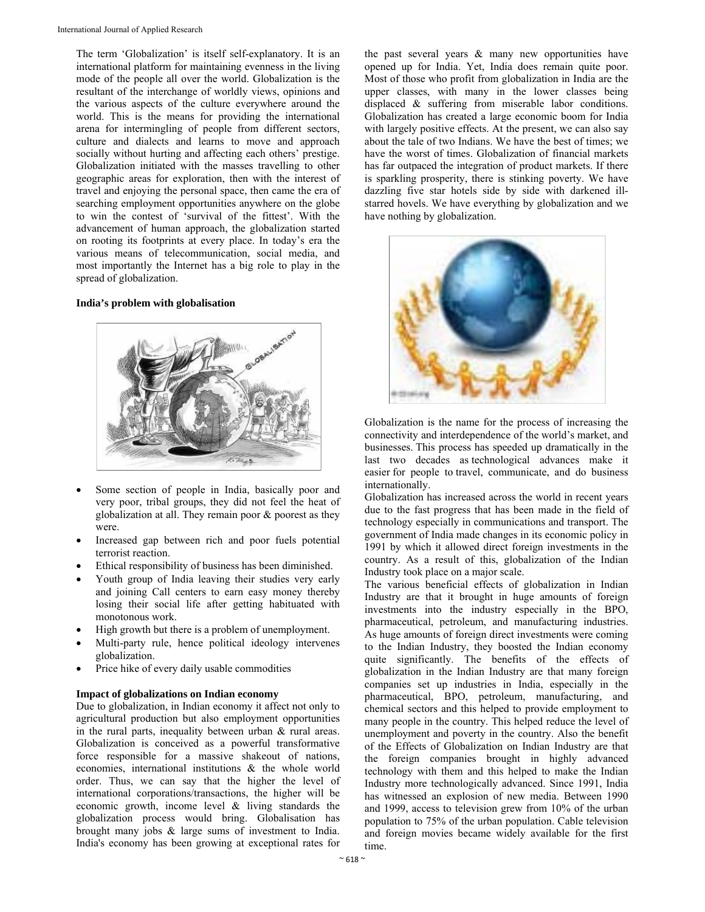The term 'Globalization' is itself self-explanatory. It is an international platform for maintaining evenness in the living mode of the people all over the world. Globalization is the resultant of the interchange of worldly views, opinions and the various aspects of the culture everywhere around the world. This is the means for providing the international arena for intermingling of people from different sectors, culture and dialects and learns to move and approach socially without hurting and affecting each others' prestige. Globalization initiated with the masses travelling to other geographic areas for exploration, then with the interest of travel and enjoying the personal space, then came the era of searching employment opportunities anywhere on the globe to win the contest of 'survival of the fittest'. With the advancement of human approach, the globalization started on rooting its footprints at every place. In today's era the various means of telecommunication, social media, and most importantly the Internet has a big role to play in the spread of globalization.

**India's problem with globalisation**

- Some section of people in India, basically poor and very poor, tribal groups, they did not feel the heat of globalization at all. They remain poor & poorest as they were.
- Increased gap between rich and poor fuels potential terrorist reaction.
- Ethical responsibility of business has been diminished.
- Youth group of India leaving their studies very early and joining Call centers to earn easy money thereby losing their social life after getting habituated with monotonous work.
- High growth but there is a problem of unemployment.
- Multi-party rule, hence political ideology intervenes globalization.
- Price hike of every daily usable commodities

**Impact of globalizations on Indian economy**

Due to globalization, in Indian economy it affect not only to agricultural production but also employment opportunities in the rural parts, inequality between urban & rural areas. Globalization is conceived as a powerful transformative force responsible for a massive shakeout of nations, economies, international institutions & the whole world order. Thus, we can say that the higher the level of international corporations/transactions, the higher will be economic growth, income level & living standards the globalization process would bring. Globalisation has brought many jobs & large sums of investment to India. India's economy has been growing at exceptional rates for the past several years & many new opportunities have opened up for India. Yet, India does remain quite poor. Most of those who profit from globalization in India are the upper classes, with many in the lower classes being displaced & suffering from miserable labor conditions. Globalization has created a large economic boom for India with largely positive effects. At the present, we can also say about the tale of two Indians. We have the best of times; we have the worst of times. Globalization of financial markets has far outpaced the integration of product markets. If there is sparkling prosperity, there is stinking poverty. We have dazzling five star hotels side by side with darkened ill-starred hovels. We have everything by globalization and we have nothing by globalization.

Globalization is the name for the process of increasing the connectivity and interdependence of the world's market, and businesses. This process has speeded up dramatically in the last two decades as technological advances make it easier for people to travel, communicate, and do business internationally.

Globalization has increased across the world in recent years due to the fast progress that has been made in the field of technology especially in communications and transport. The government of India made changes in its economic policy in 1991 by which it allowed direct foreign investments in the country. As a result of this, globalization of the Indian Industry took place on a major scale.

The various beneficial effects of globalization in Indian Industry are that it brought in huge amounts of foreign investments into the industry especially in the BPO, pharmaceutical, petroleum, and manufacturing industries. As huge amounts of foreign direct investments were coming to the Indian Industry, they boosted the Indian economy quite significantly. The benefits of the effects of globalization in the Indian Industry are that many foreign companies set up industries in India, especially in the pharmaceutical, BPO, petroleum, manufacturing, and chemical sectors and this helped to provide employment to many people in the country. This helped reduce the level of unemployment and poverty in the country. Also the benefit of the Effects of Globalization on Indian Industry are that the foreign companies brought in highly advanced technology with them and this helped to make the Indian Industry more technologically advanced. Since 1991, India has witnessed an explosion of new media. Between 1990 and 1999, access to television grew from 10% of the urban population to 75% of the urban population. Cable television and foreign movies became widely available for the first time.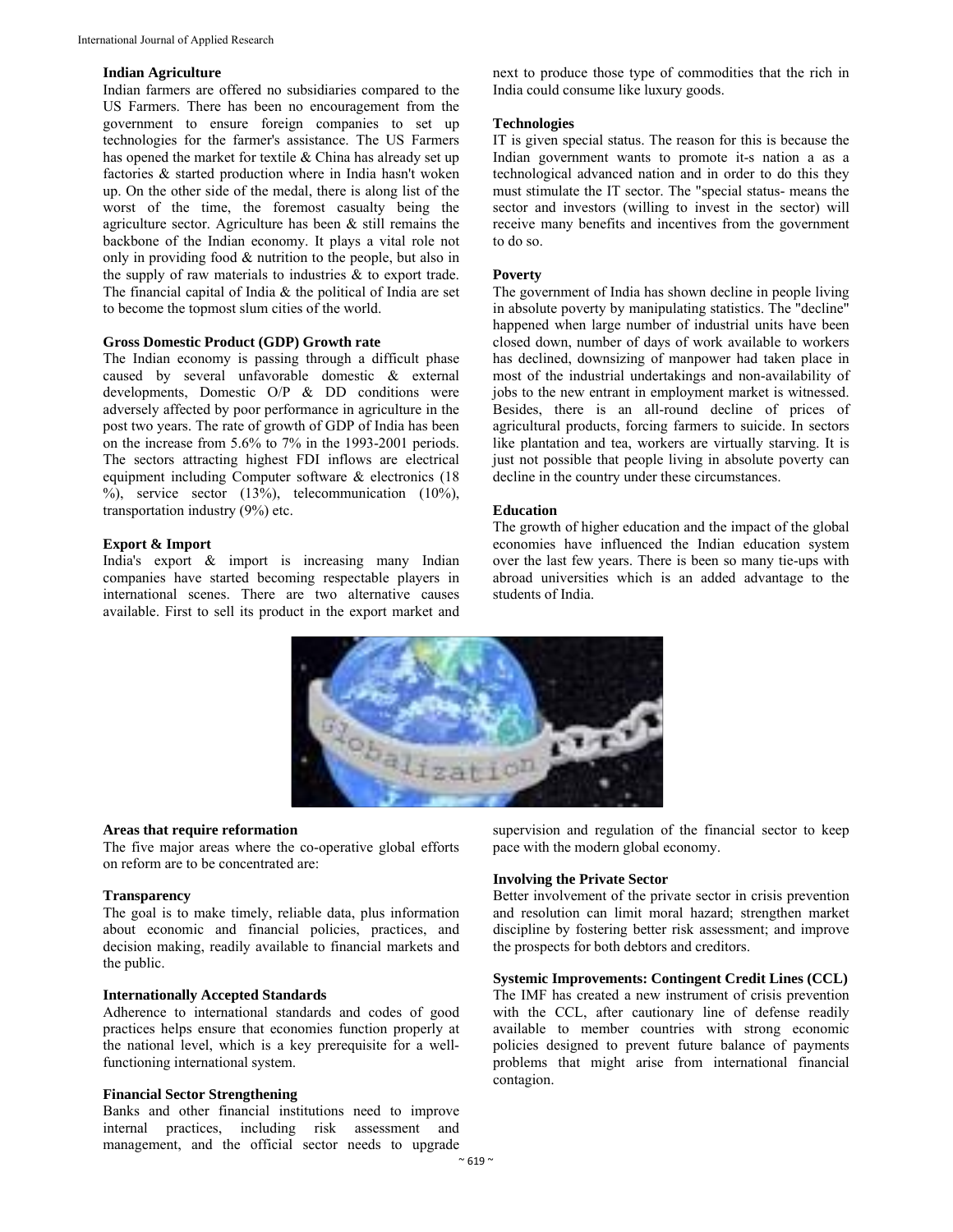### Indian Agriculture

Indian farmers are offered no subsidiaries compared to the US Farmers. There has been no encouragement from the government to ensure foreign companies to set up technologies for the farmer's assistance. The US Farmers has opened the market for textile & China has already set up factories & started production where in India hasn't woken up. On the other side of the medal, there is along list of the worst of the time, the foremost casualty being the agriculture sector. Agriculture has been & still remains the backbone of the Indian economy. It plays a vital role not only in providing food & nutrition to the people, but also in the supply of raw materials to industries & to export trade. The financial capital of India & the political of India are set to become the topmost slum cities of the world.

### Gross Domestic Product (GDP) Growth rate

The Indian economy is passing through a difficult phase caused by several unfavorable domestic & external developments, Domestic O/P & DD conditions were adversely affected by poor performance in agriculture in the post two years. The rate of growth of GDP of India has been on the increase from 5.6% to 7% in the 1993-2001 periods. The sectors attracting highest FDI inflows are electrical equipment including Computer software & electronics (18 %), service sector (13%), telecommunication (10%), transportation industry (9%) etc.

### Export & Import

India's export & import is increasing many Indian companies have started becoming respectable players in international scenes. There are two alternative causes available. First to sell its product in the export market and next to produce those type of commodities that the rich in India could consume like luxury goods.

### Technologies

IT is given special status. The reason for this is because the Indian government wants to promote it-s nation a as a technological advanced nation and in order to do this they must stimulate the IT sector. The "special status- means the sector and investors (willing to invest in the sector) will receive many benefits and incentives from the government to do so.

### Poverty

The government of India has shown decline in people living in absolute poverty by manipulating statistics. The "decline" happened when large number of industrial units have been closed down, number of days of work available to workers has declined, downsizing of manpower had taken place in most of the industrial undertakings and non-availability of jobs to the new entrant in employment market is witnessed. Besides, there is an all-round decline of prices of agricultural products, forcing farmers to suicide. In sectors like plantation and tea, workers are virtually starving. It is just not possible that people living in absolute poverty can decline in the country under these circumstances.

### Education

The growth of higher education and the impact of the global economies have influenced the Indian education system over the last few years. There is been so many tie-ups with abroad universities which is an added advantage to the students of India.

### Areas that require reformation

The five major areas where the co-operative global efforts on reform are to be concentrated are:

### Transparency

The goal is to make timely, reliable data, plus information about economic and financial policies, practices, and decision making, readily available to financial markets and the public.

### Internationally Accepted Standards

Adherence to international standards and codes of good practices helps ensure that economies function properly at the national level, which is a key prerequisite for a well-functioning international system.

### Financial Sector Strengthening

Banks and other financial institutions need to improve internal practices, including risk assessment and management, and the official sector needs to upgrade supervision and regulation of the financial sector to keep pace with the modern global economy.

### Involving the Private Sector

Better involvement of the private sector in crisis prevention and resolution can limit moral hazard; strengthen market discipline by fostering better risk assessment; and improve the prospects for both debtors and creditors.

### Systemic Improvements: Contingent Credit Lines (CCL)

The IMF has created a new instrument of crisis prevention with the CCL, after cautionary line of defense readily available to member countries with strong economic policies designed to prevent future balance of payments problems that might arise from international financial contagion.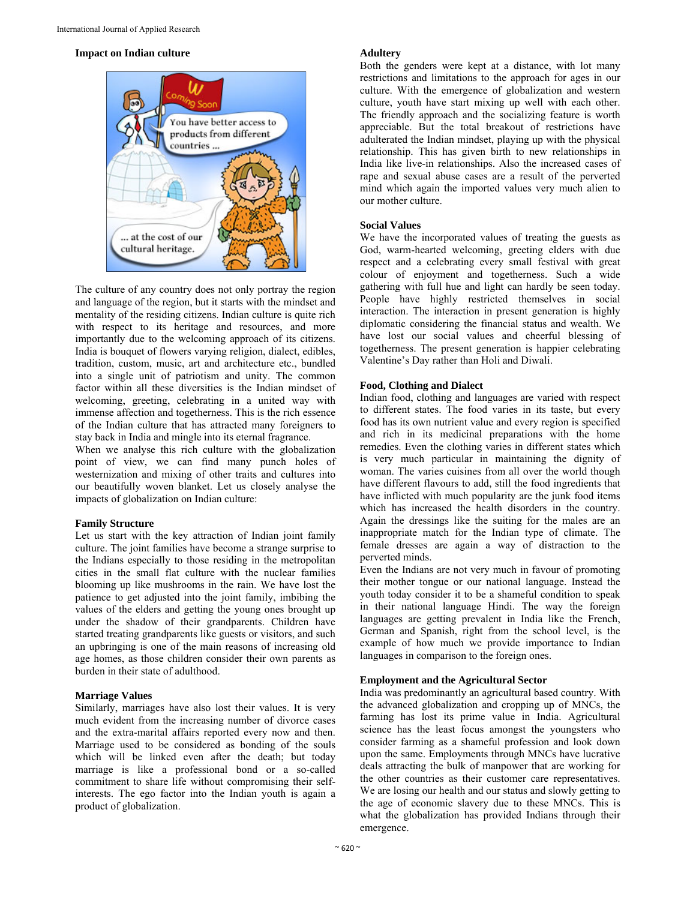### Impact on Indian culture

The culture of any country does not only portray the region and language of the region, but it starts with the mindset and mentality of the residing citizens. Indian culture is quite rich with respect to its heritage and resources, and more importantly due to the welcoming approach of its citizens. India is bouquet of flowers varying religion, dialect, edibles, tradition, custom, music, art and architecture etc., bundled into a single unit of patriotism and unity. The common factor within all these diversities is the Indian mindset of welcoming, greeting, celebrating in a united way with immense affection and togetherness. This is the rich essence of the Indian culture that has attracted many foreigners to stay back in India and mingle into its eternal fragrance.

When we analyse this rich culture with the globalization point of view, we can find many punch holes of westernization and mixing of other traits and cultures into our beautifully woven blanket. Let us closely analyse the impacts of globalization on Indian culture:

### Family Structure

Let us start with the key attraction of Indian joint family culture. The joint families have become a strange surprise to the Indians especially to those residing in the metropolitan cities in the small flat culture with the nuclear families blooming up like mushrooms in the rain. We have lost the patience to get adjusted into the joint family, imbibing the values of the elders and getting the young ones brought up under the shadow of their grandparents. Children have started treating grandparents like guests or visitors, and such an upbringing is one of the main reasons of increasing old age homes, as those children consider their own parents as burden in their state of adulthood.

### Marriage Values

Similarly, marriages have also lost their values. It is very much evident from the increasing number of divorce cases and the extra-marital affairs reported every now and then. Marriage used to be considered as bonding of the souls which will be linked even after the death; but today marriage is like a professional bond or a so-called commitment to share life without compromising their self-interests. The ego factor into the Indian youth is again a product of globalization.

### Adultery

Both the genders were kept at a distance, with lot many restrictions and limitations to the approach for ages in our culture. With the emergence of globalization and western culture, youth have start mixing up well with each other. The friendly approach and the socializing feature is worth appreciable. But the total breakout of restrictions have adulterated the Indian mindset, playing up with the physical relationship. This has given birth to new relationships in India like live-in relationships. Also the increased cases of rape and sexual abuse cases are a result of the perverted mind which again the imported values very much alien to our mother culture.

### Social Values

We have the incorporated values of treating the guests as God, warm-hearted welcoming, greeting elders with due respect and a celebrating every small festival with great colour of enjoyment and togetherness. Such a wide gathering with full hue and light can hardly be seen today. People have highly restricted themselves in social interaction. The interaction in present generation is highly diplomatic considering the financial status and wealth. We have lost our social values and cheerful blessing of togetherness. The present generation is happier celebrating Valentine's Day rather than Holi and Diwali.

### Food, Clothing and Dialect

Indian food, clothing and languages are varied with respect to different states. The food varies in its taste, but every food has its own nutrient value and every region is specified and rich in its medicinal preparations with the home remedies. Even the clothing varies in different states which is very much particular in maintaining the dignity of woman. The varies cuisines from all over the world though have different flavours to add, still the food ingredients that have inflicted with much popularity are the junk food items which has increased the health disorders in the country. Again the dressings like the suiting for the males are an inappropriate match for the Indian type of climate. The female dresses are again a way of distraction to the perverted minds.

Even the Indians are not very much in favour of promoting their mother tongue or our national language. Instead the youth today consider it to be a shameful condition to speak in their national language Hindi. The way the foreign languages are getting prevalent in India like the French, German and Spanish, right from the school level, is the example of how much we provide importance to Indian languages in comparison to the foreign ones.

### Employment and the Agricultural Sector

India was predominantly an agricultural based country. With the advanced globalization and cropping up of MNCs, the farming has lost its prime value in India. Agricultural science has the least focus amongst the youngsters who consider farming as a shameful profession and look down upon the same. Employments through MNCs have lucrative deals attracting the bulk of manpower that are working for the other countries as their customer care representatives. We are losing our health and our status and slowly getting to the age of economic slavery due to these MNCs. This is what the globalization has provided Indians through their emergence.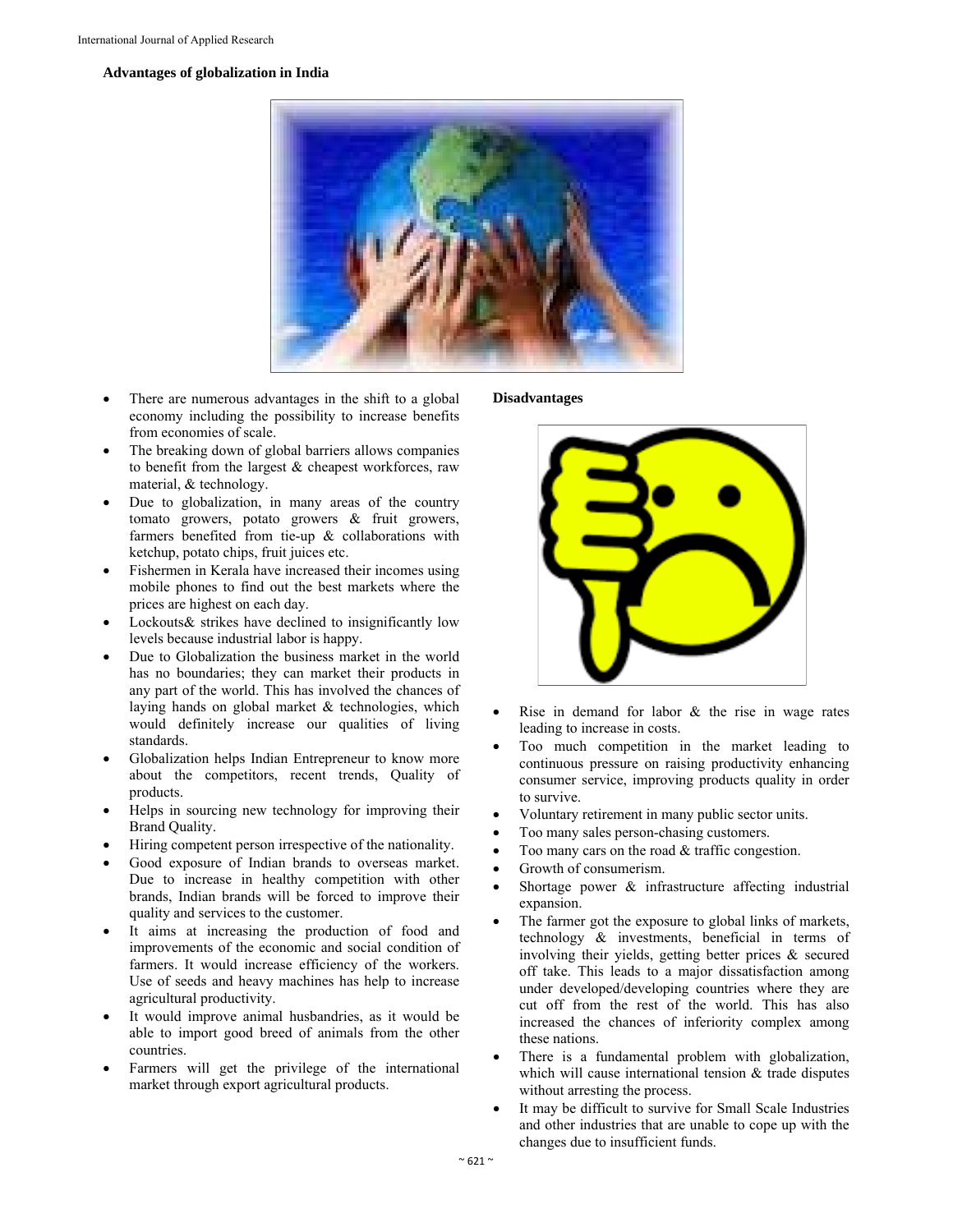**Advantages of globalization in India**

- There are numerous advantages in the shift to a global economy including the possibility to increase benefits from economies of scale.
- The breaking down of global barriers allows companies to benefit from the largest & cheapest workforces, raw material, & technology.
- Due to globalization, in many areas of the country tomato growers, potato growers & fruit growers, farmers benefited from tie-up & collaborations with ketchup, potato chips, fruit juices etc.
- Fishermen in Kerala have increased their incomes using mobile phones to find out the best markets where the prices are highest on each day.
- Lockouts& strikes have declined to insignificantly low levels because industrial labor is happy.
- Due to Globalization the business market in the world has no boundaries; they can market their products in any part of the world. This has involved the chances of laying hands on global market & technologies, which would definitely increase our qualities of living standards.
- Globalization helps Indian Entrepreneur to know more about the competitors, recent trends, Quality of products.
- Helps in sourcing new technology for improving their Brand Quality.
- Hiring competent person irrespective of the nationality.
- Good exposure of Indian brands to overseas market. Due to increase in healthy competition with other brands, Indian brands will be forced to improve their quality and services to the customer.
- It aims at increasing the production of food and improvements of the economic and social condition of farmers. It would increase efficiency of the workers. Use of seeds and heavy machines has help to increase agricultural productivity.
- It would improve animal husbandries, as it would be able to import good breed of animals from the other countries.
- Farmers will get the privilege of the international market through export agricultural products.

**Disadvantages**

- Rise in demand for labor & the rise in wage rates leading to increase in costs.
- Too much competition in the market leading to continuous pressure on raising productivity enhancing consumer service, improving products quality in order to survive.
- Voluntary retirement in many public sector units.
- Too many sales person-chasing customers.
- Too many cars on the road & traffic congestion.
- Growth of consumerism.
- Shortage power & infrastructure affecting industrial expansion.
- The farmer got the exposure to global links of markets, technology & investments, beneficial in terms of involving their yields, getting better prices & secured off take. This leads to a major dissatisfaction among under developed/developing countries where they are cut off from the rest of the world. This has also increased the chances of inferiority complex among these nations.
- There is a fundamental problem with globalization, which will cause international tension & trade disputes without arresting the process.
- It may be difficult to survive for Small Scale Industries and other industries that are unable to cope up with the changes due to insufficient funds.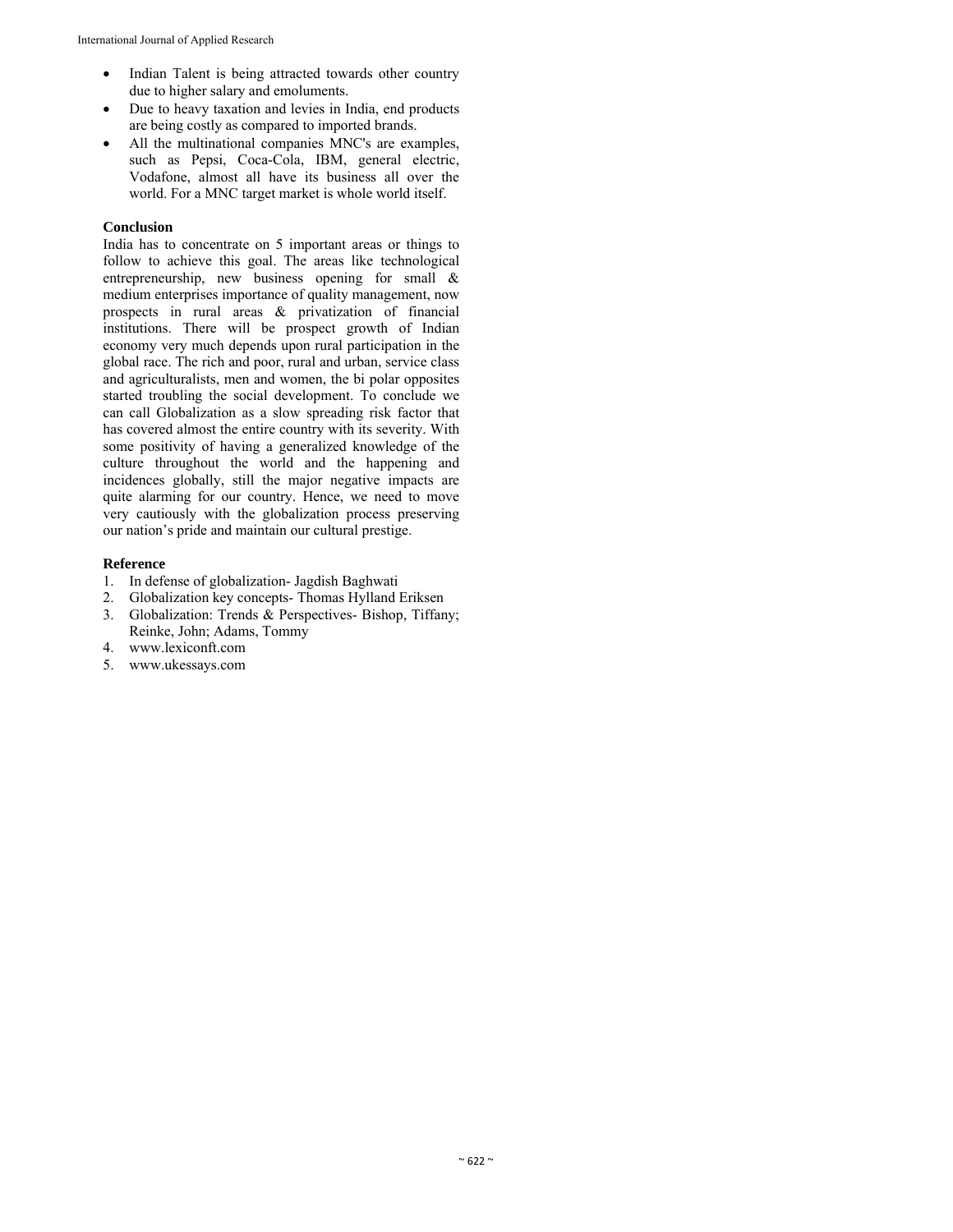- Indian Talent is being attracted towards other country due to higher salary and emoluments.
- Due to heavy taxation and levies in India, end products are being costly as compared to imported brands.
- All the multinational companies MNC's are examples, such as Pepsi, Coca-Cola, IBM, general electric, Vodafone, almost all have its business all over the world. For a MNC target market is whole world itself.

## Conclusion

India has to concentrate on 5 important areas or things to follow to achieve this goal. The areas like technological entrepreneurship, new business opening for small & medium enterprises importance of quality management, now prospects in rural areas & privatization of financial institutions. There will be prospect growth of Indian economy very much depends upon rural participation in the global race. The rich and poor, rural and urban, service class and agriculturalists, men and women, the bi polar opposites started troubling the social development. To conclude we can call Globalization as a slow spreading risk factor that has covered almost the entire country with its severity. With some positivity of having a generalized knowledge of the culture throughout the world and the happening and incidences globally, still the major negative impacts are quite alarming for our country. Hence, we need to move very cautiously with the globalization process preserving our nation's pride and maintain our cultural prestige.

## Reference

1. In defense of globalization- Jagdish Baghwati
2. Globalization key concepts- Thomas Hylland Eriksen
3. Globalization: Trends & Perspectives- Bishop, Tiffany; Reinke, John; Adams, Tommy
4. www.lexiconft.com
5. www.ukessays.com